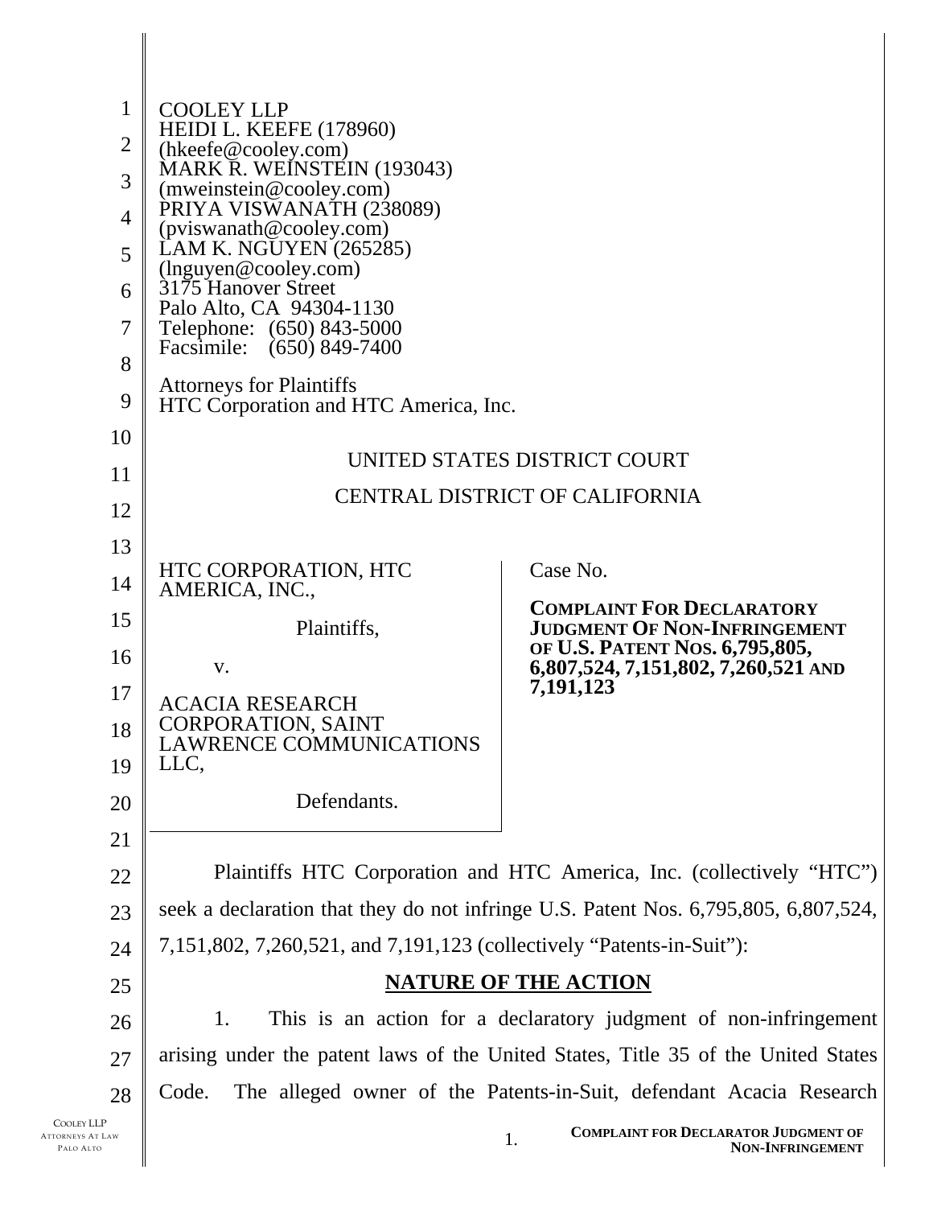COOLEY LLP
HEIDI L. KEEFE (178960)
(hkeefe@cooley.com)
MARK R. WEINSTEIN (193043)
(mweinstein@cooley.com)
PRIYA VISWANATH (238089)
(pviswanath@cooley.com)
LAM K. NGUYEN (265285)
(lnguyen@cooley.com)
3175 Hanover Street
Palo Alto, CA 94304-1130
Telephone: (650) 843-5000
Facsimile: (650) 849-7400

Attorneys for Plaintiffs
HTC Corporation and HTC America, Inc.

UNITED STATES DISTRICT COURT

CENTRAL DISTRICT OF CALIFORNIA

| | |
|---|---|
| HTC CORPORATION, HTC AMERICA, INC.,<br><br>Plaintiffs,<br><br>v.<br><br>ACACIA RESEARCH CORPORATION, SAINT LAWRENCE COMMUNICATIONS LLC,<br><br>Defendants. | Case No.<br><br>**COMPLAINT FOR DECLARATORY JUDGMENT OF NON-INFRINGEMENT OF U.S. PATENT NOS. 6,795,805, 6,807,524, 7,151,802, 7,260,521 AND 7,191,123** |

Plaintiffs HTC Corporation and HTC America, Inc. (collectively "HTC") seek a declaration that they do not infringe U.S. Patent Nos. 6,795,805, 6,807,524, 7,151,802, 7,260,521, and 7,191,123 (collectively "Patents-in-Suit"):

## NATURE OF THE ACTION

1. This is an action for a declaratory judgment of non-infringement arising under the patent laws of the United States, Title 35 of the United States Code. The alleged owner of the Patents-in-Suit, defendant Acacia Research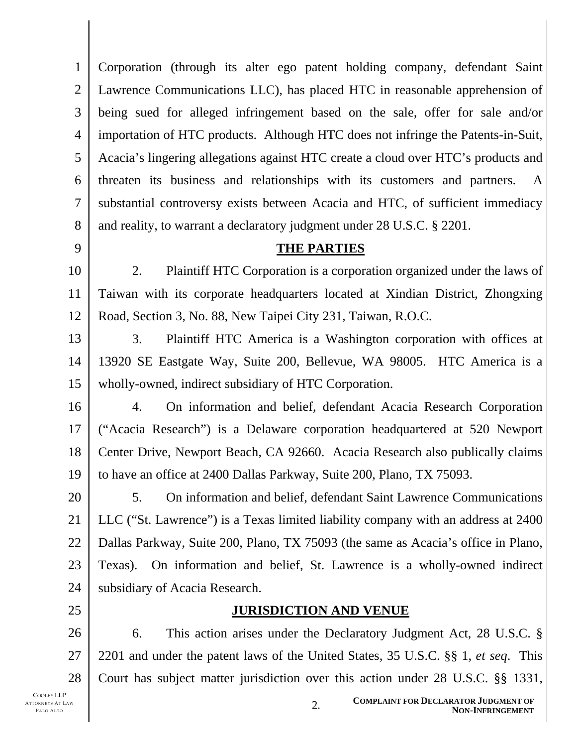Corporation (through its alter ego patent holding company, defendant Saint Lawrence Communications LLC), has placed HTC in reasonable apprehension of being sued for alleged infringement based on the sale, offer for sale and/or importation of HTC products. Although HTC does not infringe the Patents-in-Suit, Acacia's lingering allegations against HTC create a cloud over HTC's products and threaten its business and relationships with its customers and partners. A substantial controversy exists between Acacia and HTC, of sufficient immediacy and reality, to warrant a declaratory judgment under 28 U.S.C. § 2201.

## THE PARTIES

2. Plaintiff HTC Corporation is a corporation organized under the laws of Taiwan with its corporate headquarters located at Xindian District, Zhongxing Road, Section 3, No. 88, New Taipei City 231, Taiwan, R.O.C.

3. Plaintiff HTC America is a Washington corporation with offices at 13920 SE Eastgate Way, Suite 200, Bellevue, WA 98005. HTC America is a wholly-owned, indirect subsidiary of HTC Corporation.

4. On information and belief, defendant Acacia Research Corporation ("Acacia Research") is a Delaware corporation headquartered at 520 Newport Center Drive, Newport Beach, CA 92660. Acacia Research also publically claims to have an office at 2400 Dallas Parkway, Suite 200, Plano, TX 75093.

5. On information and belief, defendant Saint Lawrence Communications LLC ("St. Lawrence") is a Texas limited liability company with an address at 2400 Dallas Parkway, Suite 200, Plano, TX 75093 (the same as Acacia's office in Plano, Texas). On information and belief, St. Lawrence is a wholly-owned indirect subsidiary of Acacia Research.

## JURISDICTION AND VENUE

6. This action arises under the Declaratory Judgment Act, 28 U.S.C. § 2201 and under the patent laws of the United States, 35 U.S.C. §§ 1, *et seq*. This Court has subject matter jurisdiction over this action under 28 U.S.C. §§ 1331,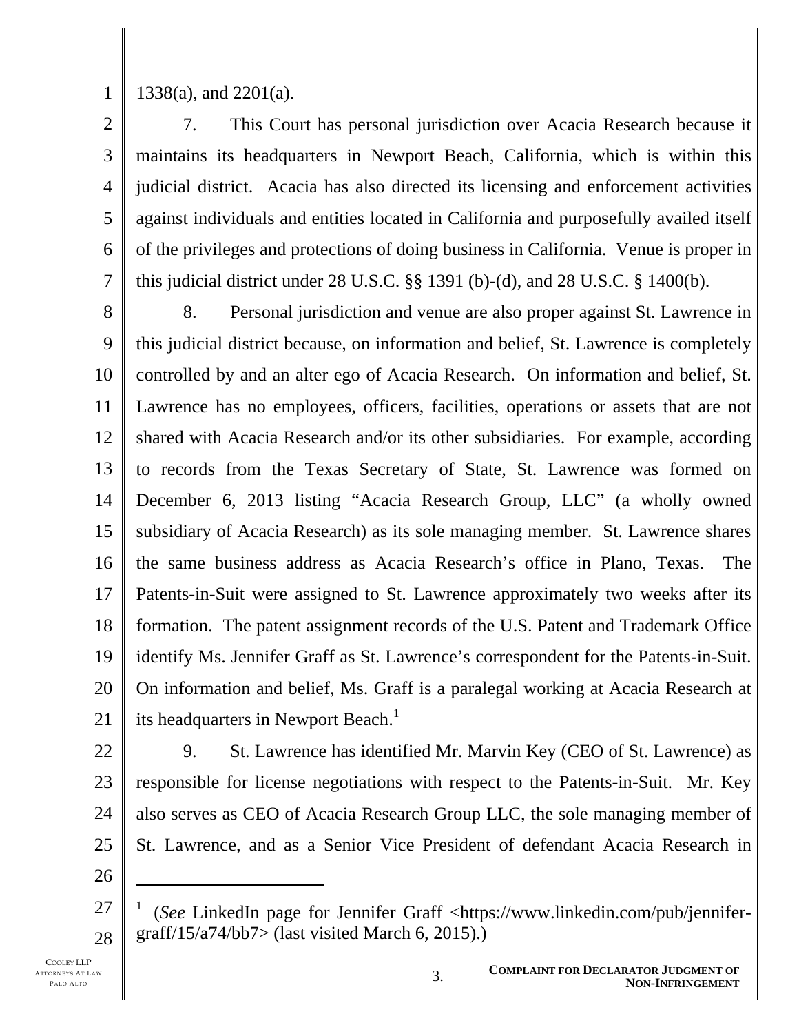1338(a), and 2201(a).

7. This Court has personal jurisdiction over Acacia Research because it maintains its headquarters in Newport Beach, California, which is within this judicial district. Acacia has also directed its licensing and enforcement activities against individuals and entities located in California and purposefully availed itself of the privileges and protections of doing business in California. Venue is proper in this judicial district under 28 U.S.C. §§ 1391 (b)-(d), and 28 U.S.C. § 1400(b).

8. Personal jurisdiction and venue are also proper against St. Lawrence in this judicial district because, on information and belief, St. Lawrence is completely controlled by and an alter ego of Acacia Research. On information and belief, St. Lawrence has no employees, officers, facilities, operations or assets that are not shared with Acacia Research and/or its other subsidiaries. For example, according to records from the Texas Secretary of State, St. Lawrence was formed on December 6, 2013 listing "Acacia Research Group, LLC" (a wholly owned subsidiary of Acacia Research) as its sole managing member. St. Lawrence shares the same business address as Acacia Research's office in Plano, Texas. The Patents-in-Suit were assigned to St. Lawrence approximately two weeks after its formation. The patent assignment records of the U.S. Patent and Trademark Office identify Ms. Jennifer Graff as St. Lawrence's correspondent for the Patents-in-Suit. On information and belief, Ms. Graff is a paralegal working at Acacia Research at its headquarters in Newport Beach.[1]

9. St. Lawrence has identified Mr. Marvin Key (CEO of St. Lawrence) as responsible for license negotiations with respect to the Patents-in-Suit. Mr. Key also serves as CEO of Acacia Research Group LLC, the sole managing member of St. Lawrence, and as a Senior Vice President of defendant Acacia Research in

---

[1] (*See* LinkedIn page for Jennifer Graff <https://www.linkedin.com/pub/jennifer-graff/15/a74/bb7> (last visited March 6, 2015).)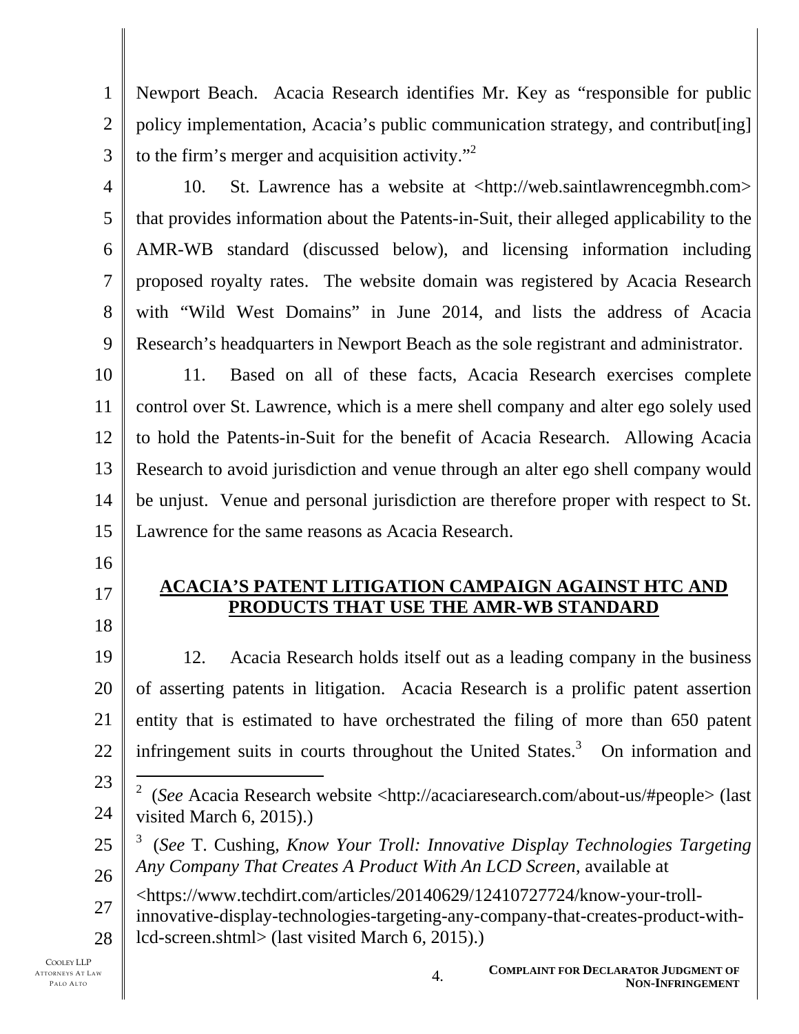Newport Beach. Acacia Research identifies Mr. Key as "responsible for public policy implementation, Acacia's public communication strategy, and contribut[ing] to the firm's merger and acquisition activity."[2]

10. St. Lawrence has a website at <http://web.saintlawrencegmbh.com> that provides information about the Patents-in-Suit, their alleged applicability to the AMR-WB standard (discussed below), and licensing information including proposed royalty rates. The website domain was registered by Acacia Research with "Wild West Domains" in June 2014, and lists the address of Acacia Research's headquarters in Newport Beach as the sole registrant and administrator.

11. Based on all of these facts, Acacia Research exercises complete control over St. Lawrence, which is a mere shell company and alter ego solely used to hold the Patents-in-Suit for the benefit of Acacia Research. Allowing Acacia Research to avoid jurisdiction and venue through an alter ego shell company would be unjust. Venue and personal jurisdiction are therefore proper with respect to St. Lawrence for the same reasons as Acacia Research.

## ACACIA'S PATENT LITIGATION CAMPAIGN AGAINST HTC AND PRODUCTS THAT USE THE AMR-WB STANDARD

12. Acacia Research holds itself out as a leading company in the business of asserting patents in litigation. Acacia Research is a prolific patent assertion entity that is estimated to have orchestrated the filing of more than 650 patent infringement suits in courts throughout the United States.[3] On information and

---

[2] (*See* Acacia Research website <http://acaciaresearch.com/about-us/#people> (last visited March 6, 2015).)

[3] (*See* T. Cushing, *Know Your Troll: Innovative Display Technologies Targeting Any Company That Creates A Product With An LCD Screen*, available at <https://www.techdirt.com/articles/20140629/12410727724/know-your-troll-innovative-display-technologies-targeting-any-company-that-creates-product-with-lcd-screen.shtml> (last visited March 6, 2015).)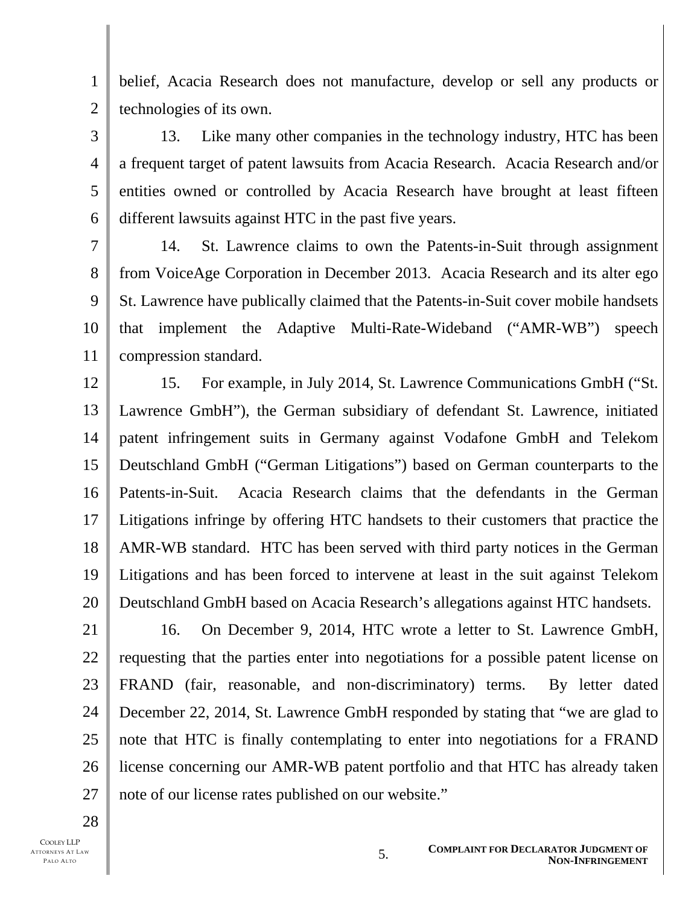belief, Acacia Research does not manufacture, develop or sell any products or technologies of its own.

13. Like many other companies in the technology industry, HTC has been a frequent target of patent lawsuits from Acacia Research. Acacia Research and/or entities owned or controlled by Acacia Research have brought at least fifteen different lawsuits against HTC in the past five years.

14. St. Lawrence claims to own the Patents-in-Suit through assignment from VoiceAge Corporation in December 2013. Acacia Research and its alter ego St. Lawrence have publically claimed that the Patents-in-Suit cover mobile handsets that implement the Adaptive Multi-Rate-Wideband ("AMR-WB") speech compression standard.

15. For example, in July 2014, St. Lawrence Communications GmbH ("St. Lawrence GmbH"), the German subsidiary of defendant St. Lawrence, initiated patent infringement suits in Germany against Vodafone GmbH and Telekom Deutschland GmbH ("German Litigations") based on German counterparts to the Patents-in-Suit. Acacia Research claims that the defendants in the German Litigations infringe by offering HTC handsets to their customers that practice the AMR-WB standard. HTC has been served with third party notices in the German Litigations and has been forced to intervene at least in the suit against Telekom Deutschland GmbH based on Acacia Research's allegations against HTC handsets.

16. On December 9, 2014, HTC wrote a letter to St. Lawrence GmbH, requesting that the parties enter into negotiations for a possible patent license on FRAND (fair, reasonable, and non-discriminatory) terms. By letter dated December 22, 2014, St. Lawrence GmbH responded by stating that "we are glad to note that HTC is finally contemplating to enter into negotiations for a FRAND license concerning our AMR-WB patent portfolio and that HTC has already taken note of our license rates published on our website."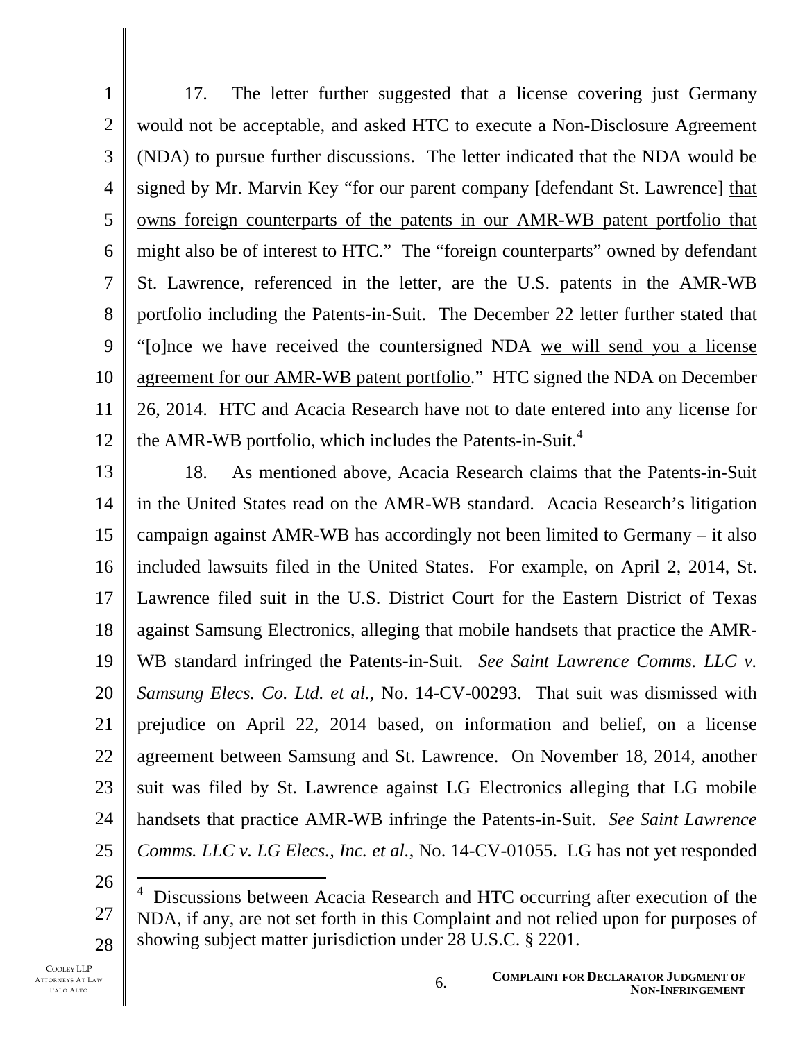17. The letter further suggested that a license covering just Germany would not be acceptable, and asked HTC to execute a Non-Disclosure Agreement (NDA) to pursue further discussions. The letter indicated that the NDA would be signed by Mr. Marvin Key "for our parent company [defendant St. Lawrence] that owns foreign counterparts of the patents in our AMR-WB patent portfolio that might also be of interest to HTC." The "foreign counterparts" owned by defendant St. Lawrence, referenced in the letter, are the U.S. patents in the AMR-WB portfolio including the Patents-in-Suit. The December 22 letter further stated that "[o]nce we have received the countersigned NDA we will send you a license agreement for our AMR-WB patent portfolio." HTC signed the NDA on December 26, 2014. HTC and Acacia Research have not to date entered into any license for the AMR-WB portfolio, which includes the Patents-in-Suit.[4]

18. As mentioned above, Acacia Research claims that the Patents-in-Suit in the United States read on the AMR-WB standard. Acacia Research's litigation campaign against AMR-WB has accordingly not been limited to Germany – it also included lawsuits filed in the United States. For example, on April 2, 2014, St. Lawrence filed suit in the U.S. District Court for the Eastern District of Texas against Samsung Electronics, alleging that mobile handsets that practice the AMR-WB standard infringed the Patents-in-Suit. *See Saint Lawrence Comms. LLC v. Samsung Elecs. Co. Ltd. et al.*, No. 14-CV-00293. That suit was dismissed with prejudice on April 22, 2014 based, on information and belief, on a license agreement between Samsung and St. Lawrence. On November 18, 2014, another suit was filed by St. Lawrence against LG Electronics alleging that LG mobile handsets that practice AMR-WB infringe the Patents-in-Suit. *See Saint Lawrence Comms. LLC v. LG Elecs., Inc. et al.*, No. 14-CV-01055. LG has not yet responded

---

[4] Discussions between Acacia Research and HTC occurring after execution of the NDA, if any, are not set forth in this Complaint and not relied upon for purposes of showing subject matter jurisdiction under 28 U.S.C. § 2201.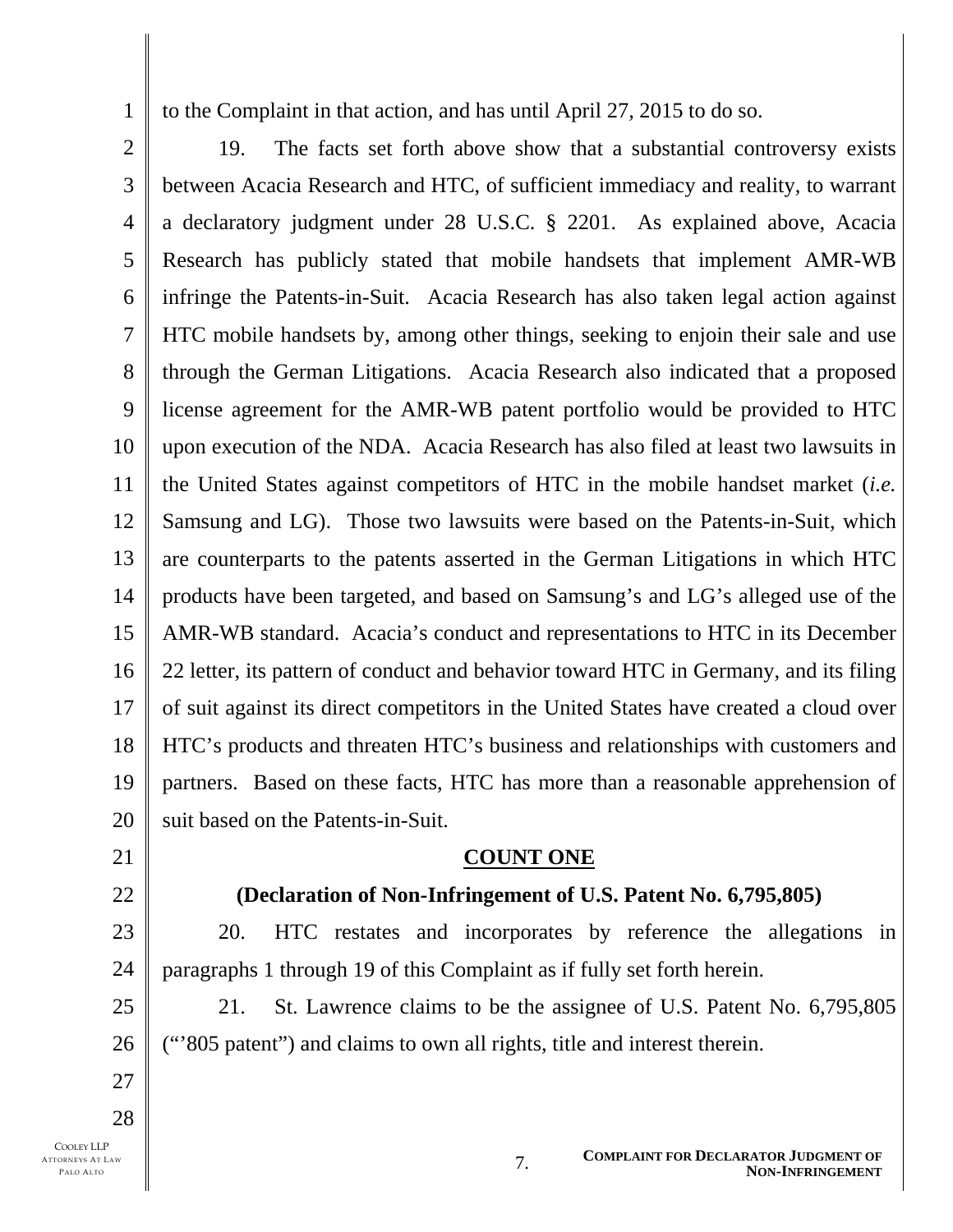to the Complaint in that action, and has until April 27, 2015 to do so.

19. The facts set forth above show that a substantial controversy exists between Acacia Research and HTC, of sufficient immediacy and reality, to warrant a declaratory judgment under 28 U.S.C. § 2201. As explained above, Acacia Research has publicly stated that mobile handsets that implement AMR-WB infringe the Patents-in-Suit. Acacia Research has also taken legal action against HTC mobile handsets by, among other things, seeking to enjoin their sale and use through the German Litigations. Acacia Research also indicated that a proposed license agreement for the AMR-WB patent portfolio would be provided to HTC upon execution of the NDA. Acacia Research has also filed at least two lawsuits in the United States against competitors of HTC in the mobile handset market (*i.e.* Samsung and LG). Those two lawsuits were based on the Patents-in-Suit, which are counterparts to the patents asserted in the German Litigations in which HTC products have been targeted, and based on Samsung's and LG's alleged use of the AMR-WB standard. Acacia's conduct and representations to HTC in its December 22 letter, its pattern of conduct and behavior toward HTC in Germany, and its filing of suit against its direct competitors in the United States have created a cloud over HTC's products and threaten HTC's business and relationships with customers and partners. Based on these facts, HTC has more than a reasonable apprehension of suit based on the Patents-in-Suit.

## COUNT ONE

### (Declaration of Non-Infringement of U.S. Patent No. 6,795,805)

20. HTC restates and incorporates by reference the allegations in paragraphs 1 through 19 of this Complaint as if fully set forth herein.

21. St. Lawrence claims to be the assignee of U.S. Patent No. 6,795,805 ("'805 patent") and claims to own all rights, title and interest therein.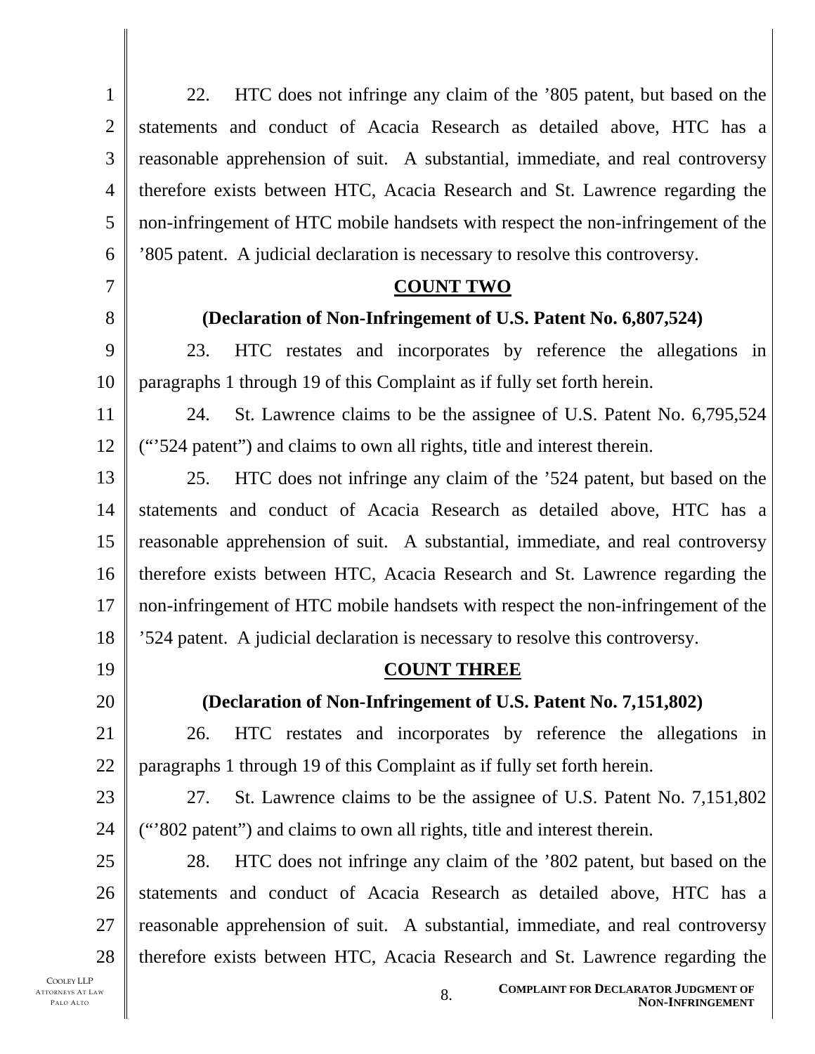22. HTC does not infringe any claim of the ’805 patent, but based on the statements and conduct of Acacia Research as detailed above, HTC has a reasonable apprehension of suit. A substantial, immediate, and real controversy therefore exists between HTC, Acacia Research and St. Lawrence regarding the non-infringement of HTC mobile handsets with respect the non-infringement of the ’805 patent. A judicial declaration is necessary to resolve this controversy.

**COUNT TWO**

**(Declaration of Non-Infringement of U.S. Patent No. 6,807,524)**

23. HTC restates and incorporates by reference the allegations in paragraphs 1 through 19 of this Complaint as if fully set forth herein.

24. St. Lawrence claims to be the assignee of U.S. Patent No. 6,795,524 (“’524 patent”) and claims to own all rights, title and interest therein.

25. HTC does not infringe any claim of the ’524 patent, but based on the statements and conduct of Acacia Research as detailed above, HTC has a reasonable apprehension of suit. A substantial, immediate, and real controversy therefore exists between HTC, Acacia Research and St. Lawrence regarding the non-infringement of HTC mobile handsets with respect the non-infringement of the ’524 patent. A judicial declaration is necessary to resolve this controversy.

**COUNT THREE**

**(Declaration of Non-Infringement of U.S. Patent No. 7,151,802)**

26. HTC restates and incorporates by reference the allegations in paragraphs 1 through 19 of this Complaint as if fully set forth herein.

27. St. Lawrence claims to be the assignee of U.S. Patent No. 7,151,802 (“’802 patent”) and claims to own all rights, title and interest therein.

28. HTC does not infringe any claim of the ’802 patent, but based on the statements and conduct of Acacia Research as detailed above, HTC has a reasonable apprehension of suit. A substantial, immediate, and real controversy therefore exists between HTC, Acacia Research and St. Lawrence regarding the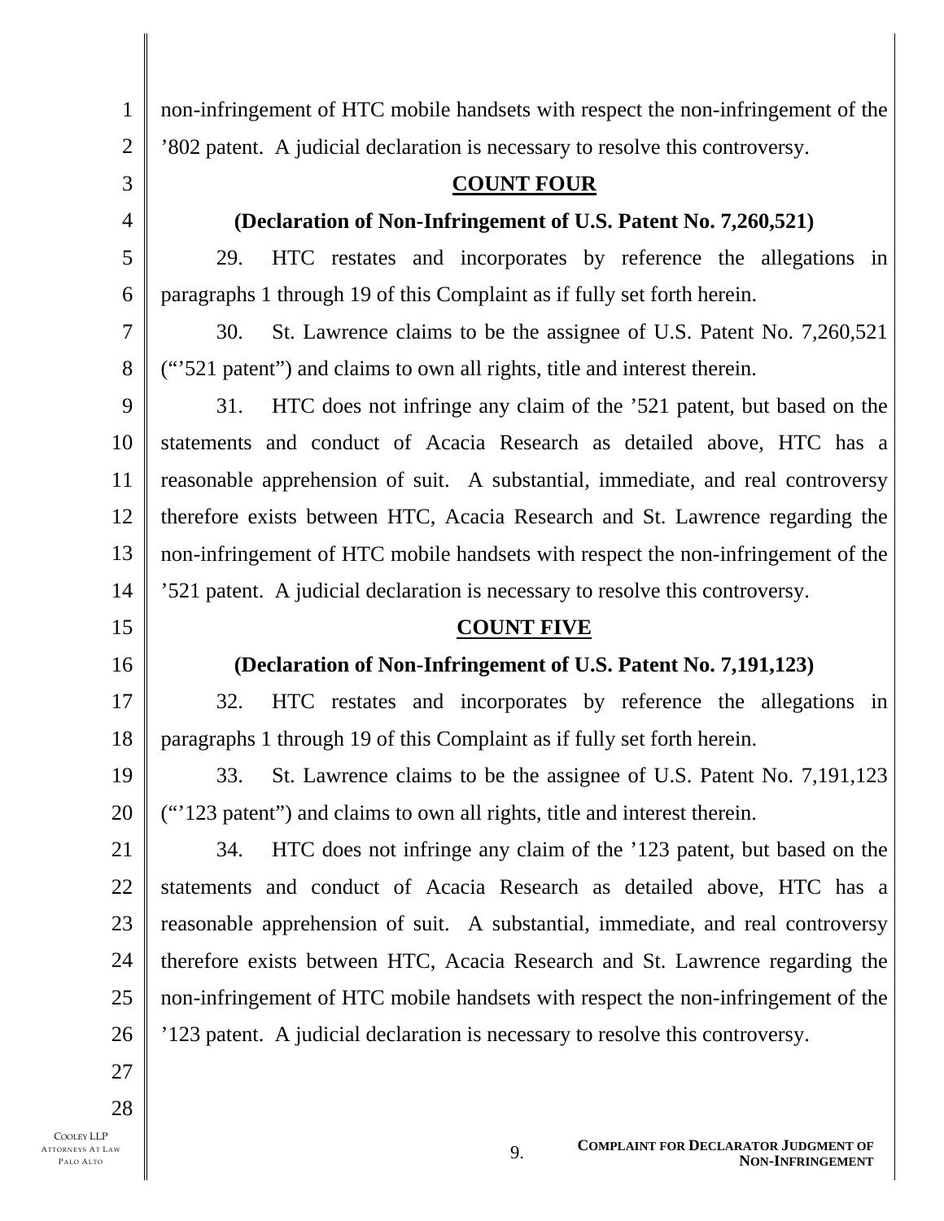non-infringement of HTC mobile handsets with respect the non-infringement of the ’802 patent. A judicial declaration is necessary to resolve this controversy.

**COUNT FOUR**

**(Declaration of Non-Infringement of U.S. Patent No. 7,260,521)**

29. HTC restates and incorporates by reference the allegations in paragraphs 1 through 19 of this Complaint as if fully set forth herein.

30. St. Lawrence claims to be the assignee of U.S. Patent No. 7,260,521 (“’521 patent”) and claims to own all rights, title and interest therein.

31. HTC does not infringe any claim of the ’521 patent, but based on the statements and conduct of Acacia Research as detailed above, HTC has a reasonable apprehension of suit. A substantial, immediate, and real controversy therefore exists between HTC, Acacia Research and St. Lawrence regarding the non-infringement of HTC mobile handsets with respect the non-infringement of the ’521 patent. A judicial declaration is necessary to resolve this controversy.

**COUNT FIVE**

**(Declaration of Non-Infringement of U.S. Patent No. 7,191,123)**

32. HTC restates and incorporates by reference the allegations in paragraphs 1 through 19 of this Complaint as if fully set forth herein.

33. St. Lawrence claims to be the assignee of U.S. Patent No. 7,191,123 (“’123 patent”) and claims to own all rights, title and interest therein.

34. HTC does not infringe any claim of the ’123 patent, but based on the statements and conduct of Acacia Research as detailed above, HTC has a reasonable apprehension of suit. A substantial, immediate, and real controversy therefore exists between HTC, Acacia Research and St. Lawrence regarding the non-infringement of HTC mobile handsets with respect the non-infringement of the ’123 patent. A judicial declaration is necessary to resolve this controversy.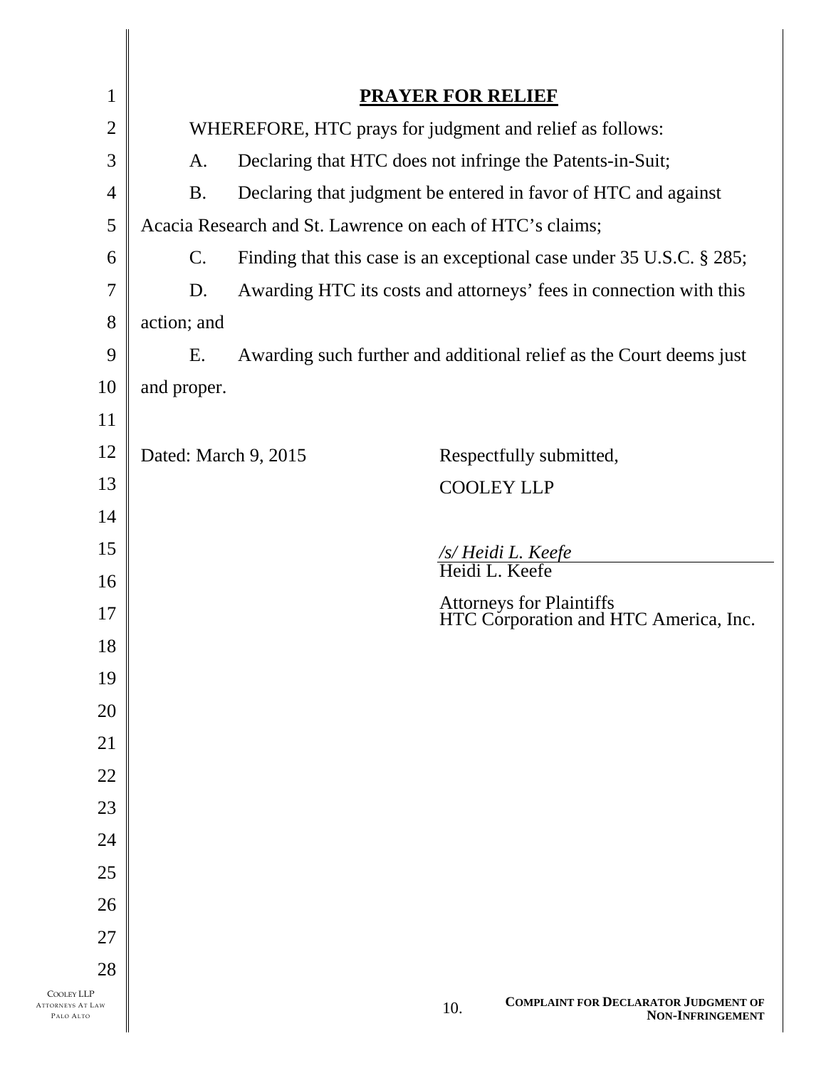## PRAYER FOR RELIEF

WHEREFORE, HTC prays for judgment and relief as follows:

A. Declaring that HTC does not infringe the Patents-in-Suit;

B. Declaring that judgment be entered in favor of HTC and against Acacia Research and St. Lawrence on each of HTC's claims;

C. Finding that this case is an exceptional case under 35 U.S.C. § 285;

D. Awarding HTC its costs and attorneys' fees in connection with this action; and

E. Awarding such further and additional relief as the Court deems just and proper.

Dated: March 9, 2015

Respectfully submitted,

COOLEY LLP

*/s/ Heidi L. Keefe*

Heidi L. Keefe

Attorneys for Plaintiffs
HTC Corporation and HTC America, Inc.